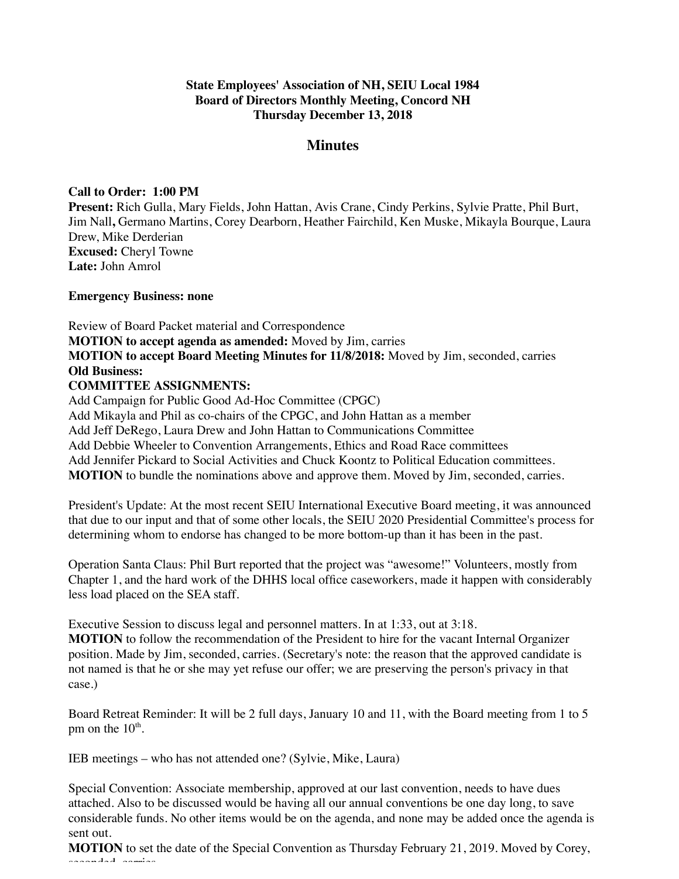**State Employees' Association of NH, SEIU Local 1984**
**Board of Directors Monthly Meeting, Concord NH**
**Thursday December 13, 2018**

## Minutes

**Call to Order: 1:00 PM**
**Present:** Rich Gulla, Mary Fields, John Hattan, Avis Crane, Cindy Perkins, Sylvie Pratte, Phil Burt, Jim Nall**,** Germano Martins, Corey Dearborn, Heather Fairchild, Ken Muske, Mikayla Bourque, Laura Drew, Mike Derderian
**Excused:** Cheryl Towne
**Late:** John Amrol

**Emergency Business: none**

Review of Board Packet material and Correspondence
**MOTION to accept agenda as amended:** Moved by Jim, carries
**MOTION to accept Board Meeting Minutes for 11/8/2018:** Moved by Jim, seconded, carries
**Old Business:**
**COMMITTEE ASSIGNMENTS:**
Add Campaign for Public Good Ad-Hoc Committee (CPGC)
Add Mikayla and Phil as co-chairs of the CPGC, and John Hattan as a member
Add Jeff DeRego, Laura Drew and John Hattan to Communications Committee
Add Debbie Wheeler to Convention Arrangements, Ethics and Road Race committees
Add Jennifer Pickard to Social Activities and Chuck Koontz to Political Education committees.
**MOTION** to bundle the nominations above and approve them. Moved by Jim, seconded, carries.

President's Update: At the most recent SEIU International Executive Board meeting, it was announced that due to our input and that of some other locals, the SEIU 2020 Presidential Committee's process for determining whom to endorse has changed to be more bottom-up than it has been in the past.

Operation Santa Claus: Phil Burt reported that the project was "awesome!" Volunteers, mostly from Chapter 1, and the hard work of the DHHS local office caseworkers, made it happen with considerably less load placed on the SEA staff.

Executive Session to discuss legal and personnel matters. In at 1:33, out at 3:18.
**MOTION** to follow the recommendation of the President to hire for the vacant Internal Organizer position. Made by Jim, seconded, carries. (Secretary's note: the reason that the approved candidate is not named is that he or she may yet refuse our offer; we are preserving the person's privacy in that case.)

Board Retreat Reminder: It will be 2 full days, January 10 and 11, with the Board meeting from 1 to 5 pm on the 10th.

IEB meetings – who has not attended one? (Sylvie, Mike, Laura)

Special Convention: Associate membership, approved at our last convention, needs to have dues attached. Also to be discussed would be having all our annual conventions be one day long, to save considerable funds. No other items would be on the agenda, and none may be added once the agenda is sent out.
**MOTION** to set the date of the Special Convention as Thursday February 21, 2019. Moved by Corey, seconded, carries.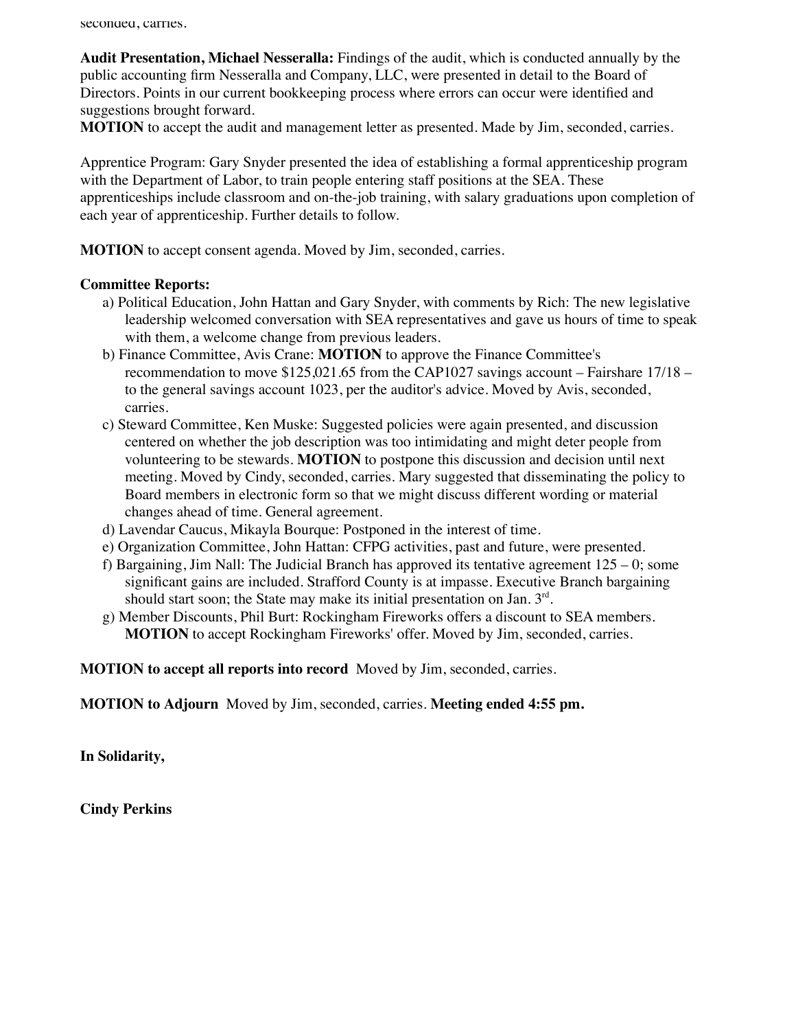seconded, carries.

**Audit Presentation, Michael Nesseralla:** Findings of the audit, which is conducted annually by the public accounting firm Nesseralla and Company, LLC, were presented in detail to the Board of Directors. Points in our current bookkeeping process where errors can occur were identified and suggestions brought forward.
**MOTION** to accept the audit and management letter as presented. Made by Jim, seconded, carries.

Apprentice Program: Gary Snyder presented the idea of establishing a formal apprenticeship program with the Department of Labor, to train people entering staff positions at the SEA. These apprenticeships include classroom and on-the-job training, with salary graduations upon completion of each year of apprenticeship. Further details to follow.

**MOTION** to accept consent agenda. Moved by Jim, seconded, carries.

**Committee Reports:**

a) Political Education, John Hattan and Gary Snyder, with comments by Rich: The new legislative leadership welcomed conversation with SEA representatives and gave us hours of time to speak with them, a welcome change from previous leaders.
b) Finance Committee, Avis Crane: **MOTION** to approve the Finance Committee's recommendation to move $125,021.65 from the CAP1027 savings account – Fairshare 17/18 – to the general savings account 1023, per the auditor's advice. Moved by Avis, seconded, carries.
c) Steward Committee, Ken Muske: Suggested policies were again presented, and discussion centered on whether the job description was too intimidating and might deter people from volunteering to be stewards. **MOTION** to postpone this discussion and decision until next meeting. Moved by Cindy, seconded, carries. Mary suggested that disseminating the policy to Board members in electronic form so that we might discuss different wording or material changes ahead of time. General agreement.
d) Lavendar Caucus, Mikayla Bourque: Postponed in the interest of time.
e) Organization Committee, John Hattan: CFPG activities, past and future, were presented.
f) Bargaining, Jim Nall: The Judicial Branch has approved its tentative agreement 125 – 0; some significant gains are included. Strafford County is at impasse. Executive Branch bargaining should start soon; the State may make its initial presentation on Jan. 3rd.
g) Member Discounts, Phil Burt: Rockingham Fireworks offers a discount to SEA members. **MOTION** to accept Rockingham Fireworks' offer. Moved by Jim, seconded, carries.

**MOTION to accept all reports into record** Moved by Jim, seconded, carries.

**MOTION to Adjourn** Moved by Jim, seconded, carries. **Meeting ended 4:55 pm.**

**In Solidarity,**

**Cindy Perkins**